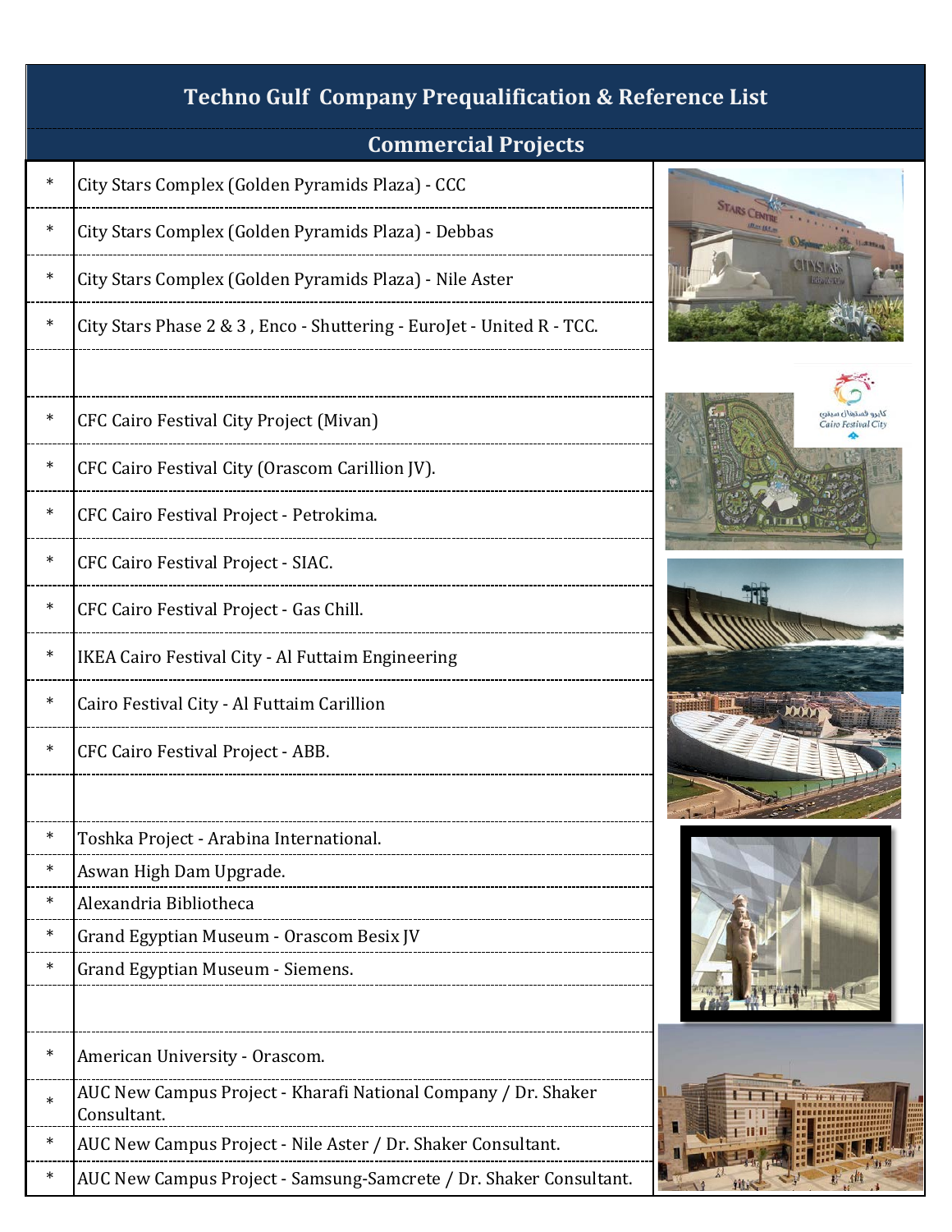# Techno Gulf Company Prequalification & Reference List

## Commercial Projects

| | |
|---|---|
| * | City Stars Complex (Golden Pyramids Plaza) - CCC |
| * | City Stars Complex (Golden Pyramids Plaza) - Debbas |
| * | City Stars Complex (Golden Pyramids Plaza) - Nile Aster |
| * | City Stars Phase 2 & 3 , Enco - Shuttering - EuroJet - United R - TCC. |
| | |
| * | CFC Cairo Festival City Project (Mivan) |
| * | CFC Cairo Festival City (Orascom Carillion JV). |
| * | CFC Cairo Festival Project - Petrokima. |
| * | CFC Cairo Festival Project - SIAC. |
| * | CFC Cairo Festival Project - Gas Chill. |
| * | IKEA Cairo Festival City - Al Futtaim Engineering |
| * | Cairo Festival City - Al Futtaim Carillion |
| * | CFC Cairo Festival Project - ABB. |
| | |
| * | Toshka Project - Arabina International. |
| * | Aswan High Dam Upgrade. |
| * | Alexandria Bibliotheca |
| * | Grand Egyptian Museum - Orascom Besix JV |
| * | Grand Egyptian Museum - Siemens. |
| | |
| * | American University - Orascom. |
| * | AUC New Campus Project - Kharafi National Company / Dr. Shaker Consultant. |
| * | AUC New Campus Project - Nile Aster / Dr. Shaker Consultant. |
| * | AUC New Campus Project - Samsung-Samcrete / Dr. Shaker Consultant. |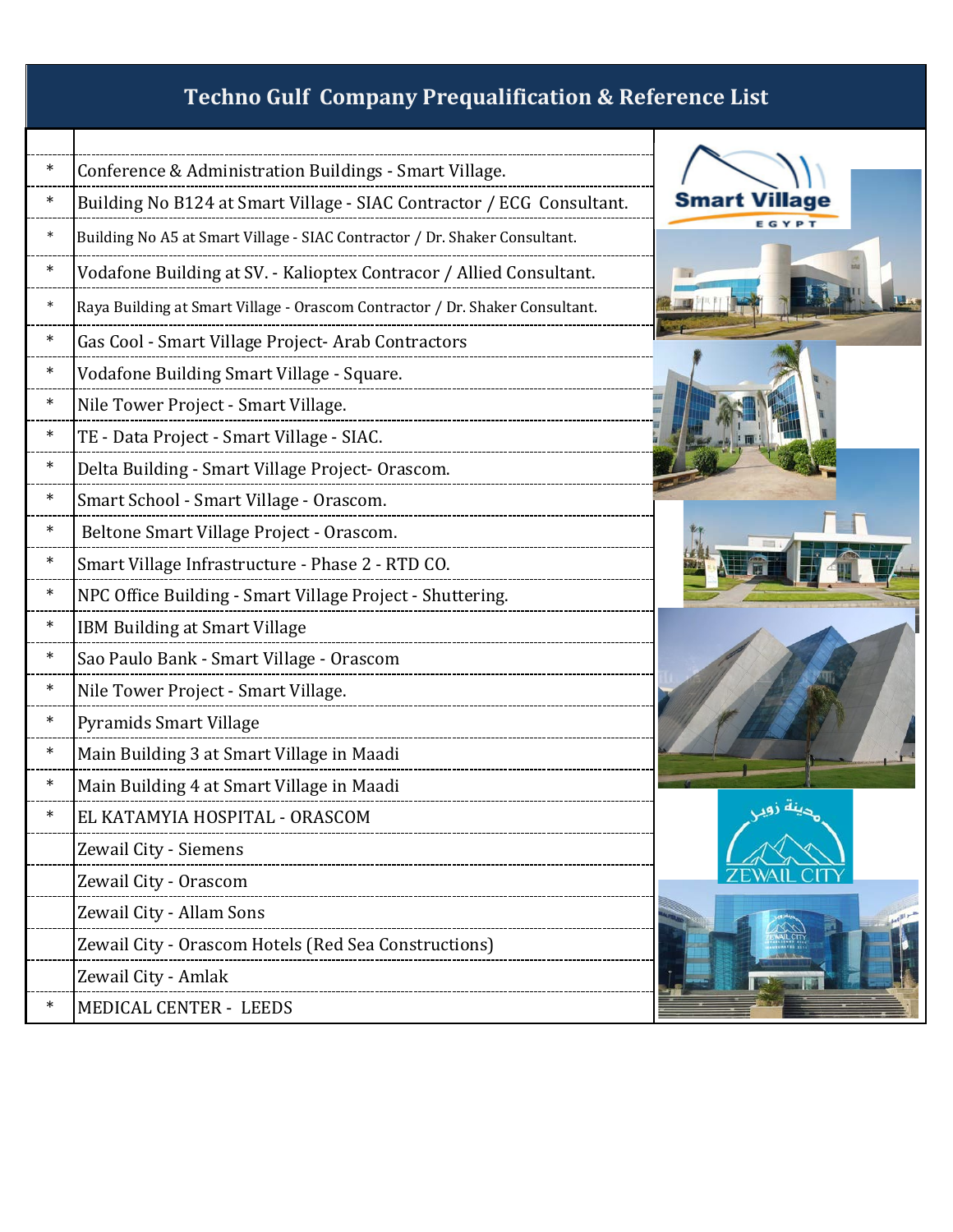# Techno Gulf Company Prequalification & Reference List

| | |
|---|---|
| * | Conference & Administration Buildings - Smart Village. |
| * | Building No B124 at Smart Village - SIAC Contractor / ECG Consultant. |
| * | Building No A5 at Smart Village - SIAC Contractor / Dr. Shaker Consultant. |
| * | Vodafone Building at SV. - Kalioptex Contracor / Allied Consultant. |
| * | Raya Building at Smart Village - Orascom Contractor / Dr. Shaker Consultant. |
| * | Gas Cool - Smart Village Project- Arab Contractors |
| * | Vodafone Building Smart Village - Square. |
| * | Nile Tower Project - Smart Village. |
| * | TE - Data Project - Smart Village - SIAC. |
| * | Delta Building - Smart Village Project- Orascom. |
| * | Smart School - Smart Village - Orascom. |
| * | Beltone Smart Village Project - Orascom. |
| * | Smart Village Infrastructure - Phase 2 - RTD CO. |
| * | NPC Office Building - Smart Village Project - Shuttering. |
| * | IBM Building at Smart Village |
| * | Sao Paulo Bank - Smart Village - Orascom |
| * | Nile Tower Project - Smart Village. |
| * | Pyramids Smart Village |
| * | Main Building 3 at Smart Village in Maadi |
| * | Main Building 4 at Smart Village in Maadi |
| * | EL KATAMYIA HOSPITAL - ORASCOM |
| | Zewail City - Siemens |
| | Zewail City - Orascom |
| | Zewail City - Allam Sons |
| | Zewail City - Orascom Hotels (Red Sea Constructions) |
| | Zewail City - Amlak |
| * | MEDICAL CENTER - LEEDS |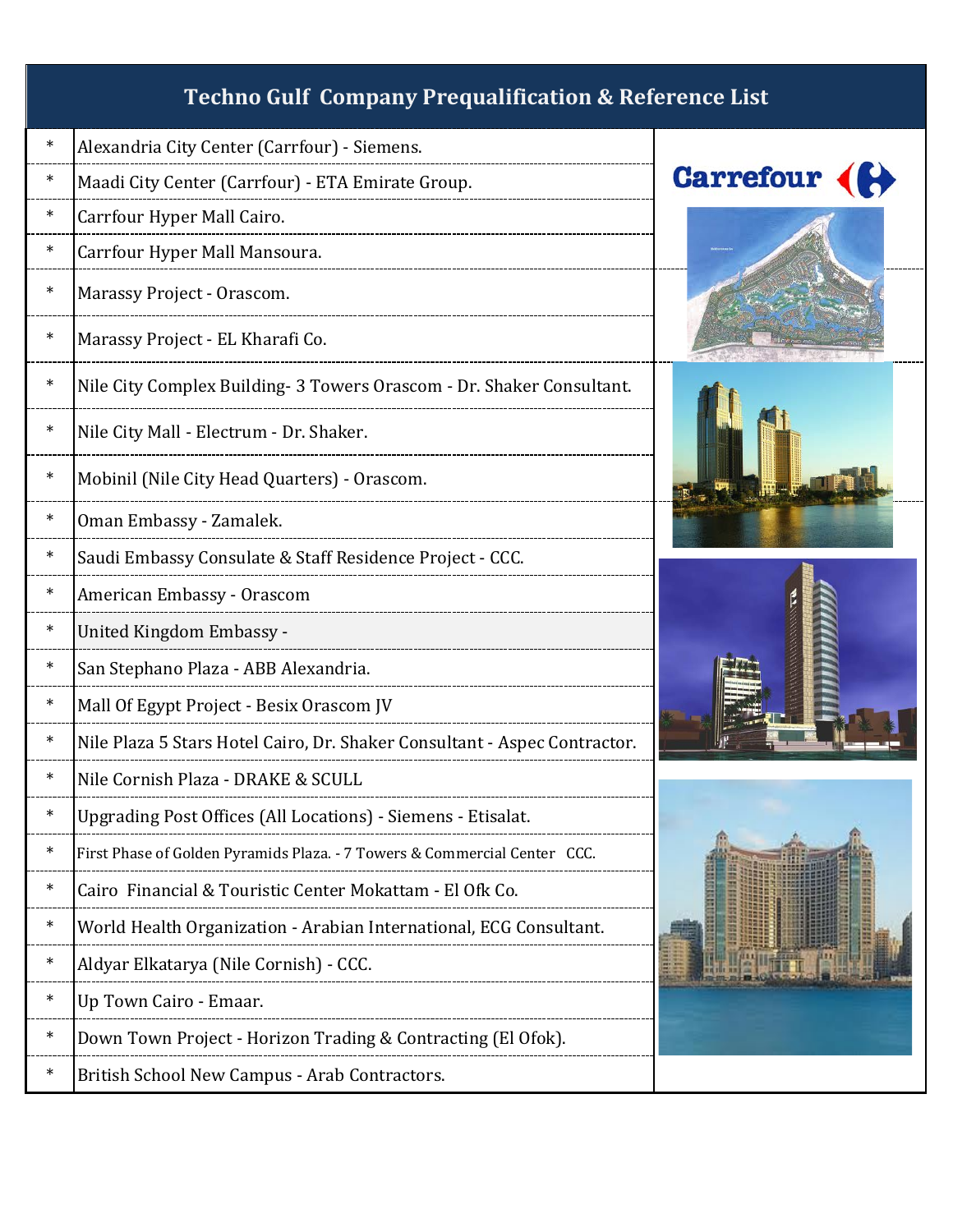# Techno Gulf Company Prequalification & Reference List

| | |
|---|---|
| * | Alexandria City Center (Carrfour) - Siemens. |
| * | Maadi City Center (Carrfour) - ETA Emirate Group. |
| * | Carrfour Hyper Mall Cairo. |
| * | Carrfour Hyper Mall Mansoura. |
| * | Marassy Project - Orascom. |
| * | Marassy Project - EL Kharafi Co. |
| * | Nile City Complex Building- 3 Towers Orascom - Dr. Shaker Consultant. |
| * | Nile City Mall - Electrum - Dr. Shaker. |
| * | Mobinil (Nile City Head Quarters) - Orascom. |
| * | Oman Embassy - Zamalek. |
| * | Saudi Embassy Consulate & Staff Residence Project - CCC. |
| * | American Embassy - Orascom |
| * | United Kingdom Embassy - |
| * | San Stephano Plaza - ABB Alexandria. |
| * | Mall Of Egypt Project - Besix Orascom JV |
| * | Nile Plaza 5 Stars Hotel Cairo, Dr. Shaker Consultant - Aspec Contractor. |
| * | Nile Cornish Plaza - DRAKE & SCULL |
| * | Upgrading Post Offices (All Locations) - Siemens - Etisalat. |
| * | First Phase of Golden Pyramids Plaza. - 7 Towers & Commercial Center CCC. |
| * | Cairo Financial & Touristic Center Mokattam - El Ofk Co. |
| * | World Health Organization - Arabian International, ECG Consultant. |
| * | Aldyar Elkatarya (Nile Cornish) - CCC. |
| * | Up Town Cairo - Emaar. |
| * | Down Town Project - Horizon Trading & Contracting (El Ofok). |
| * | British School New Campus - Arab Contractors. |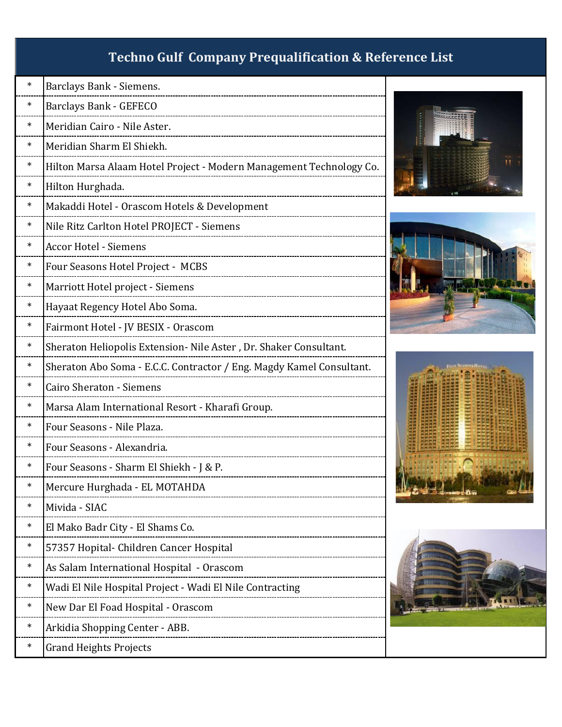# Techno Gulf Company Prequalification & Reference List

| | |
|---|---|
| * | Barclays Bank - Siemens. |
| * | Barclays Bank - GEFECO |
| * | Meridian Cairo - Nile Aster. |
| * | Meridian Sharm El Shiekh. |
| * | Hilton Marsa Alaam Hotel Project - Modern Management Technology Co. |
| * | Hilton Hurghada. |
| * | Makaddi Hotel - Orascom Hotels & Development |
| * | Nile Ritz Carlton Hotel PROJECT - Siemens |
| * | Accor Hotel - Siemens |
| * | Four Seasons Hotel Project - MCBS |
| * | Marriott Hotel project - Siemens |
| * | Hayaat Regency Hotel Abo Soma. |
| * | Fairmont Hotel - JV BESIX - Orascom |
| * | Sheraton Heliopolis Extension- Nile Aster , Dr. Shaker Consultant. |
| * | Sheraton Abo Soma - E.C.C. Contractor / Eng. Magdy Kamel Consultant. |
| * | Cairo Sheraton - Siemens |
| * | Marsa Alam International Resort - Kharafi Group. |
| * | Four Seasons - Nile Plaza. |
| * | Four Seasons - Alexandria. |
| * | Four Seasons - Sharm El Shiekh - J & P. |
| * | Mercure Hurghada - EL MOTAHDA |
| * | Mivida - SIAC |
| * | El Mako Badr City - El Shams Co. |
| * | 57357 Hopital- Children Cancer Hospital |
| * | As Salam International Hospital - Orascom |
| * | Wadi El Nile Hospital Project - Wadi El Nile Contracting |
| * | New Dar El Foad Hospital - Orascom |
| * | Arkidia Shopping Center - ABB. |
| * | Grand Heights Projects |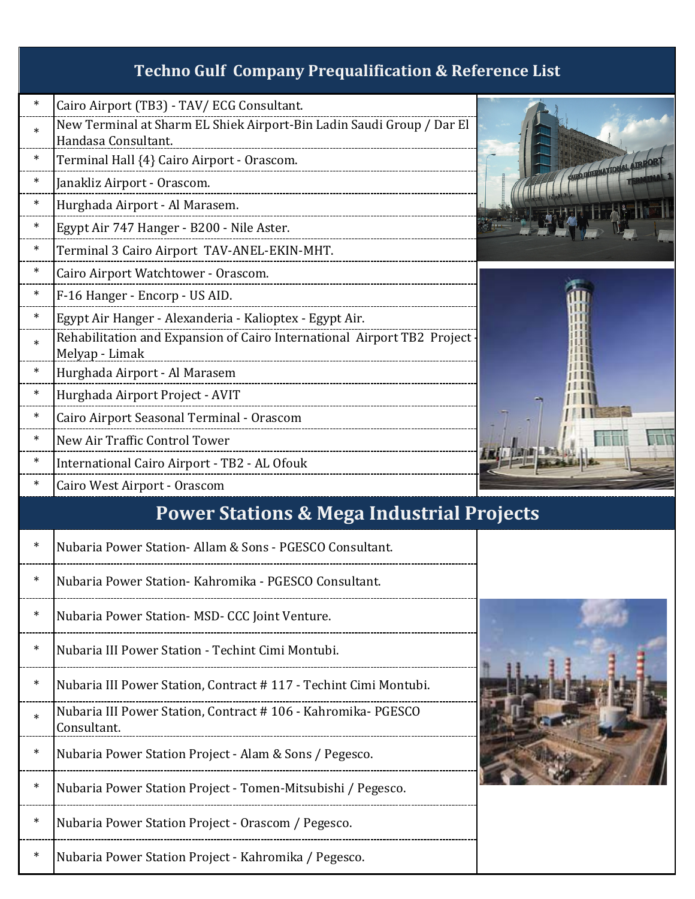## Techno Gulf Company Prequalification & Reference List

- Cairo Airport (TB3) - TAV/ ECG Consultant.
- New Terminal at Sharm EL Shiek Airport-Bin Ladin Saudi Group / Dar El Handasa Consultant.
- Terminal Hall {4} Cairo Airport - Orascom.
- Janakliz Airport - Orascom.
- Hurghada Airport - Al Marasem.
- Egypt Air 747 Hanger - B200 - Nile Aster.
- Terminal 3 Cairo Airport TAV-ANEL-EKIN-MHT.
- Cairo Airport Watchtower - Orascom.
- F-16 Hanger - Encorp - US AID.
- Egypt Air Hanger - Alexanderia - Kalioptex - Egypt Air.
- Rehabilitation and Expansion of Cairo International Airport TB2 Project - Melyap - Limak
- Hurghada Airport - Al Marasem
- Hurghada Airport Project - AVIT
- Cairo Airport Seasonal Terminal - Orascom
- New Air Traffic Control Tower
- International Cairo Airport - TB2 - AL Ofouk
- Cairo West Airport - Orascom

## Power Stations & Mega Industrial Projects

- Nubaria Power Station- Allam & Sons - PGESCO Consultant.
- Nubaria Power Station- Kahromika - PGESCO Consultant.
- Nubaria Power Station- MSD- CCC Joint Venture.
- Nubaria III Power Station - Techint Cimi Montubi.
- Nubaria III Power Station, Contract # 117 - Techint Cimi Montubi.
- Nubaria III Power Station, Contract # 106 - Kahromika- PGESCO Consultant.
- Nubaria Power Station Project - Alam & Sons / Pegesco.
- Nubaria Power Station Project - Tomen-Mitsubishi / Pegesco.
- Nubaria Power Station Project - Orascom / Pegesco.
- Nubaria Power Station Project - Kahromika / Pegesco.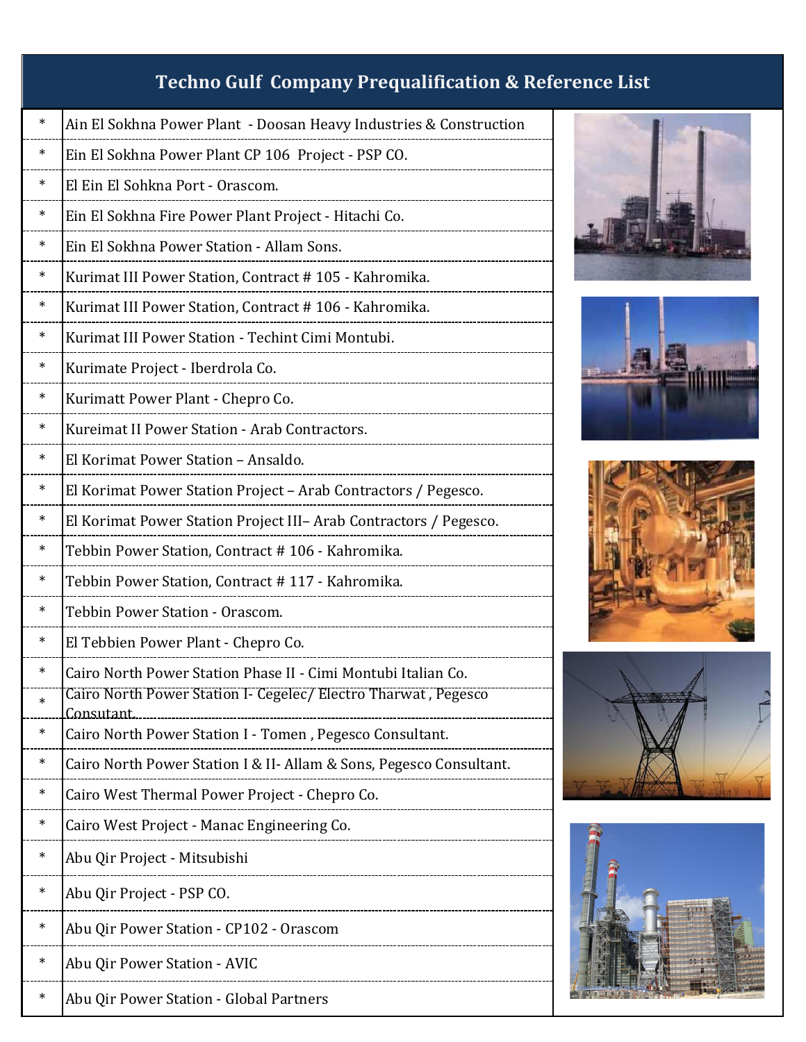# Techno Gulf Company Prequalification & Reference List

| * | Project |
|---|---|
| * | Ain El Sokhna Power Plant - Doosan Heavy Industries & Construction |
| * | Ein El Sokhna Power Plant CP 106 Project - PSP CO. |
| * | El Ein El Sohkna Port - Orascom. |
| * | Ein El Sokhna Fire Power Plant Project - Hitachi Co. |
| * | Ein El Sokhna Power Station - Allam Sons. |
| * | Kurimat III Power Station, Contract # 105 - Kahromika. |
| * | Kurimat III Power Station, Contract # 106 - Kahromika. |
| * | Kurimat III Power Station - Techint Cimi Montubi. |
| * | Kurimate Project - Iberdrola Co. |
| * | Kurimatt Power Plant - Chepro Co. |
| * | Kureimat II Power Station - Arab Contractors. |
| * | El Korimat Power Station – Ansaldo. |
| * | El Korimat Power Station Project – Arab Contractors / Pegesco. |
| * | El Korimat Power Station Project III– Arab Contractors / Pegesco. |
| * | Tebbin Power Station, Contract # 106 - Kahromika. |
| * | Tebbin Power Station, Contract # 117 - Kahromika. |
| * | Tebbin Power Station - Orascom. |
| * | El Tebbien Power Plant - Chepro Co. |
| * | Cairo North Power Station Phase II - Cimi Montubi Italian Co. |
| * | Cairo North Power Station I- Cegelec/ Electro Tharwat , Pegesco Consutant. |
| * | Cairo North Power Station I - Tomen , Pegesco Consultant. |
| * | Cairo North Power Station I & II- Allam & Sons, Pegesco Consultant. |
| * | Cairo West Thermal Power Project - Chepro Co. |
| * | Cairo West Project - Manac Engineering Co. |
| * | Abu Qir Project - Mitsubishi |
| * | Abu Qir Project - PSP CO. |
| * | Abu Qir Power Station - CP102 - Orascom |
| * | Abu Qir Power Station - AVIC |
| * | Abu Qir Power Station - Global Partners |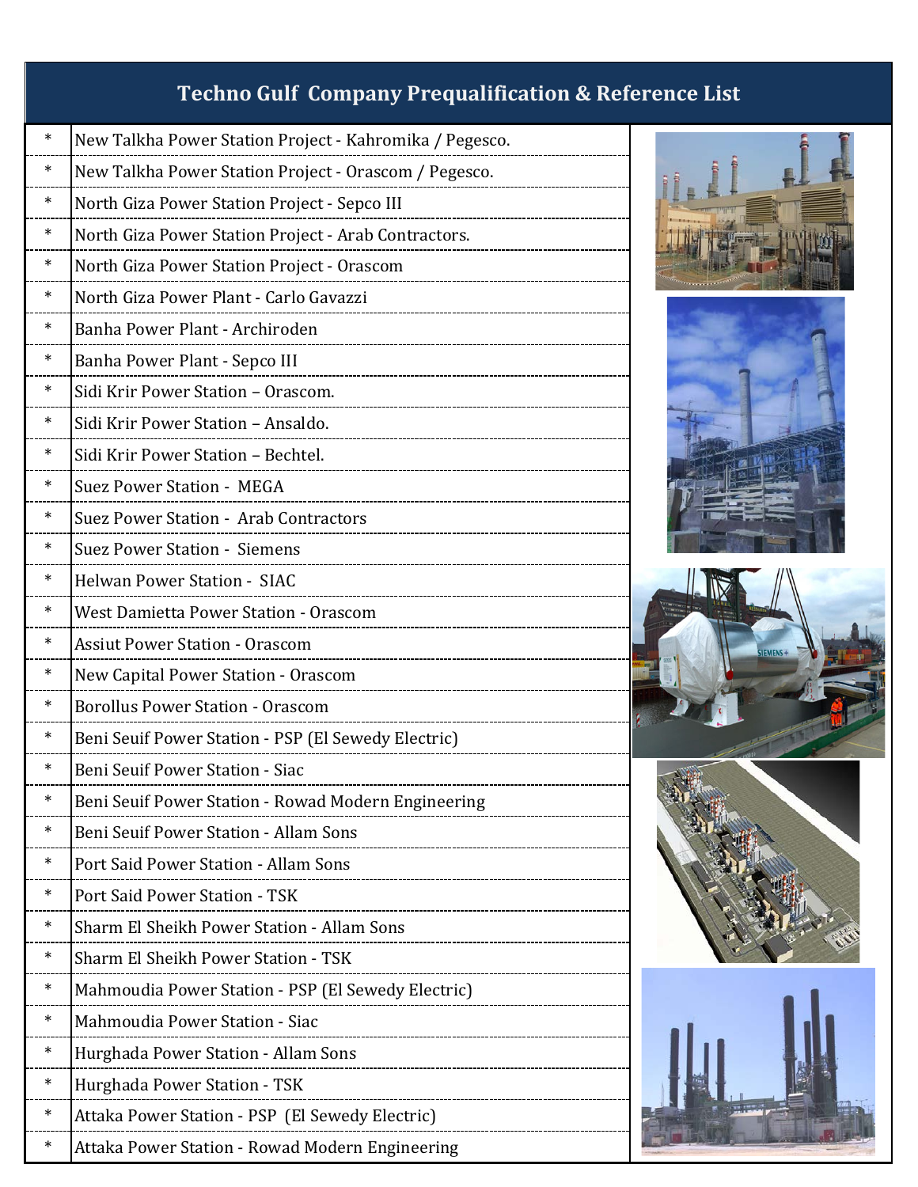# Techno Gulf Company Prequalification & Reference List

| | |
|---|---|
| * | New Talkha Power Station Project - Kahromika / Pegesco. |
| * | New Talkha Power Station Project - Orascom / Pegesco. |
| * | North Giza Power Station Project - Sepco III |
| * | North Giza Power Station Project - Arab Contractors. |
| * | North Giza Power Station Project - Orascom |
| * | North Giza Power Plant - Carlo Gavazzi |
| * | Banha Power Plant - Archiroden |
| * | Banha Power Plant - Sepco III |
| * | Sidi Krir Power Station – Orascom. |
| * | Sidi Krir Power Station – Ansaldo. |
| * | Sidi Krir Power Station – Bechtel. |
| * | Suez Power Station - MEGA |
| * | Suez Power Station - Arab Contractors |
| * | Suez Power Station - Siemens |
| * | Helwan Power Station - SIAC |
| * | West Damietta Power Station - Orascom |
| * | Assiut Power Station - Orascom |
| * | New Capital Power Station - Orascom |
| * | Borollus Power Station - Orascom |
| * | Beni Seuif Power Station - PSP (El Sewedy Electric) |
| * | Beni Seuif Power Station - Siac |
| * | Beni Seuif Power Station - Rowad Modern Engineering |
| * | Beni Seuif Power Station - Allam Sons |
| * | Port Said Power Station - Allam Sons |
| * | Port Said Power Station - TSK |
| * | Sharm El Sheikh Power Station - Allam Sons |
| * | Sharm El Sheikh Power Station - TSK |
| * | Mahmoudia Power Station - PSP (El Sewedy Electric) |
| * | Mahmoudia Power Station - Siac |
| * | Hurghada Power Station - Allam Sons |
| * | Hurghada Power Station - TSK |
| * | Attaka Power Station - PSP (El Sewedy Electric) |
| * | Attaka Power Station - Rowad Modern Engineering |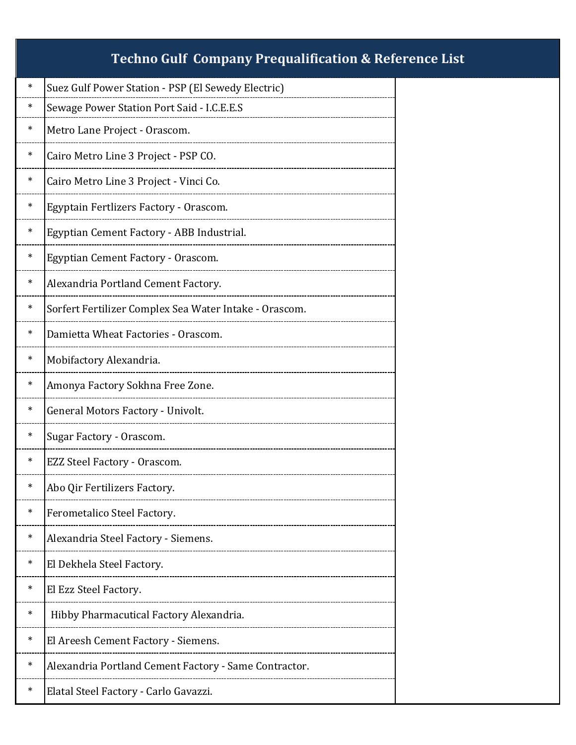| Techno Gulf Company Prequalification & Reference List | | |
|---|---|---|
| * | Suez Gulf Power Station - PSP (El Sewedy Electric) | |
| * | Sewage Power Station Port Said - I.C.E.E.S | |
| * | Metro Lane Project - Orascom. | |
| * | Cairo Metro Line 3 Project - PSP CO. | |
| * | Cairo Metro Line 3 Project - Vinci Co. | |
| * | Egyptain Fertlizers Factory - Orascom. | |
| * | Egyptian Cement Factory - ABB Industrial. | |
| * | Egyptian Cement Factory - Orascom. | |
| * | Alexandria Portland Cement Factory. | |
| * | Sorfert Fertilizer Complex Sea Water Intake - Orascom. | |
| * | Damietta Wheat Factories - Orascom. | |
| * | Mobifactory Alexandria. | |
| * | Amonya Factory Sokhna Free Zone. | |
| * | General Motors Factory - Univolt. | |
| * | Sugar Factory - Orascom. | |
| * | EZZ Steel Factory - Orascom. | |
| * | Abo Qir Fertilizers Factory. | |
| * | Ferometalico Steel Factory. | |
| * | Alexandria Steel Factory - Siemens. | |
| * | El Dekhela Steel Factory. | |
| * | El Ezz Steel Factory. | |
| * | Hibby Pharmacutical Factory Alexandria. | |
| * | El Areesh Cement Factory - Siemens. | |
| * | Alexandria Portland Cement Factory - Same Contractor. | |
| * | Elatal Steel Factory - Carlo Gavazzi. | |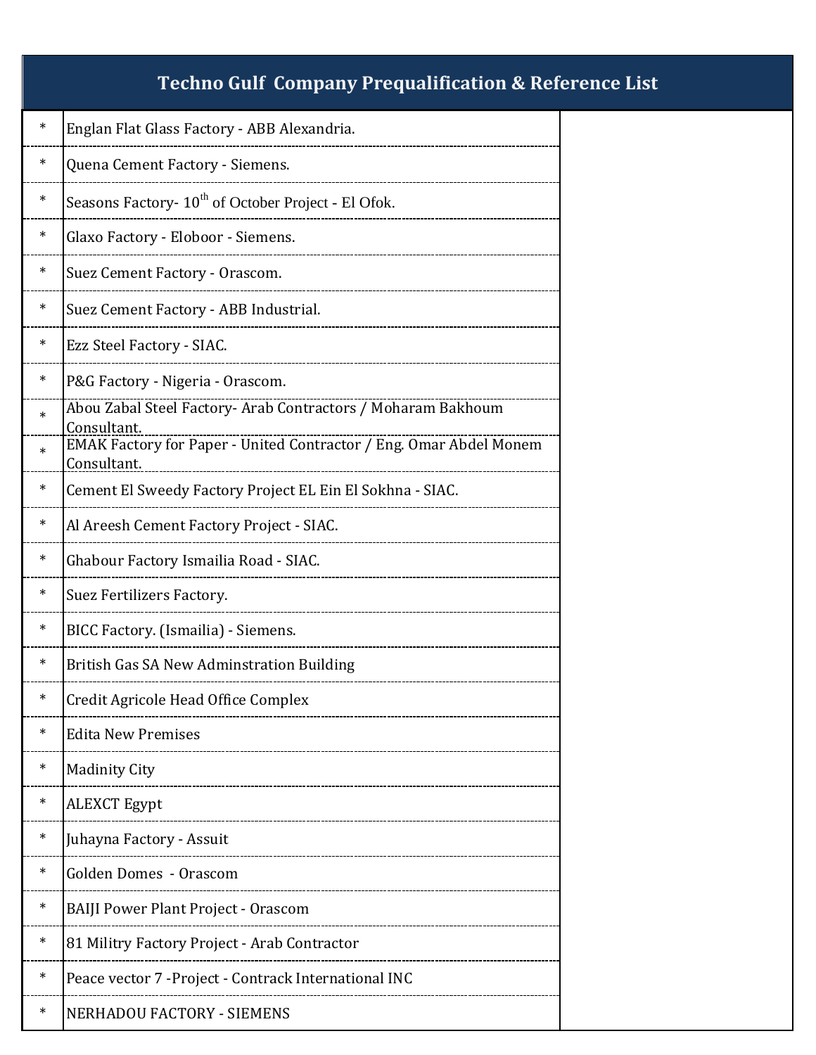| Techno Gulf Company Prequalification & Reference List | | |
|---|---|---|
| * | Englan Flat Glass Factory - ABB Alexandria. | |
| * | Quena Cement Factory - Siemens. | |
| * | Seasons Factory- 10th of October Project - El Ofok. | |
| * | Glaxo Factory - Eloboor - Siemens. | |
| * | Suez Cement Factory - Orascom. | |
| * | Suez Cement Factory - ABB Industrial. | |
| * | Ezz Steel Factory - SIAC. | |
| * | P&G Factory - Nigeria - Orascom. | |
| * | Abou Zabal Steel Factory- Arab Contractors / Moharam Bakhoum Consultant. | |
| * | EMAK Factory for Paper - United Contractor / Eng. Omar Abdel Monem Consultant. | |
| * | Cement El Sweedy Factory Project EL Ein El Sokhna - SIAC. | |
| * | Al Areesh Cement Factory Project - SIAC. | |
| * | Ghabour Factory Ismailia Road - SIAC. | |
| * | Suez Fertilizers Factory. | |
| * | BICC Factory. (Ismailia) - Siemens. | |
| * | British Gas SA New Adminstration Building | |
| * | Credit Agricole Head Office Complex | |
| * | Edita New Premises | |
| * | Madinity City | |
| * | ALEXCT Egypt | |
| * | Juhayna Factory - Assuit | |
| * | Golden Domes - Orascom | |
| * | BAIJI Power Plant Project - Orascom | |
| * | 81 Servilitry Factory Project - Arab Contractor | |
| * | Peace vector 7 -Project - Contrack International INC | |
| * | NERHADOU FACTORY - SIEMENS | |